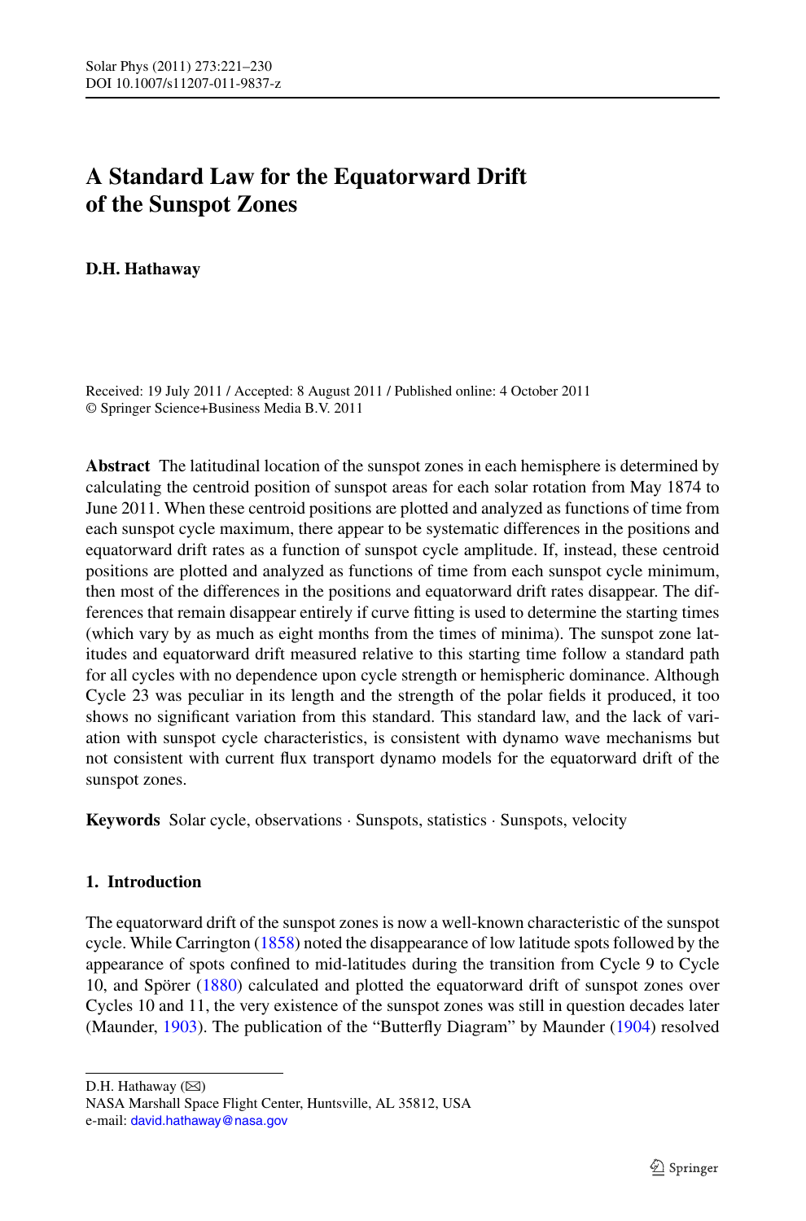# A Standard Law for the Equatorward Drift of the Sunspot Zones

**D.H. Hathaway**

Received: 19 July 2011 / Accepted: 8 August 2011 / Published online: 4 October 2011
© Springer Science+Business Media B.V. 2011

**Abstract** The latitudinal location of the sunspot zones in each hemisphere is determined by calculating the centroid position of sunspot areas for each solar rotation from May 1874 to June 2011. When these centroid positions are plotted and analyzed as functions of time from each sunspot cycle maximum, there appear to be systematic differences in the positions and equatorward drift rates as a function of sunspot cycle amplitude. If, instead, these centroid positions are plotted and analyzed as functions of time from each sunspot cycle minimum, then most of the differences in the positions and equatorward drift rates disappear. The differences that remain disappear entirely if curve fitting is used to determine the starting times (which vary by as much as eight months from the times of minima). The sunspot zone latitudes and equatorward drift measured relative to this starting time follow a standard path for all cycles with no dependence upon cycle strength or hemispheric dominance. Although Cycle 23 was peculiar in its length and the strength of the polar fields it produced, it too shows no significant variation from this standard. This standard law, and the lack of variation with sunspot cycle characteristics, is consistent with dynamo wave mechanisms but not consistent with current flux transport dynamo models for the equatorward drift of the sunspot zones.

**Keywords** Solar cycle, observations · Sunspots, statistics · Sunspots, velocity

## 1. Introduction

The equatorward drift of the sunspot zones is now a well-known characteristic of the sunspot cycle. While Carrington (1858) noted the disappearance of low latitude spots followed by the appearance of spots confined to mid-latitudes during the transition from Cycle 9 to Cycle 10, and Spörer (1880) calculated and plotted the equatorward drift of sunspot zones over Cycles 10 and 11, the very existence of the sunspot zones was still in question decades later (Maunder, 1903). The publication of the "Butterfly Diagram" by Maunder (1904) resolved

---

D.H. Hathaway (✉)
NASA Marshall Space Flight Center, Huntsville, AL 35812, USA
e-mail: david.hathaway@nasa.gov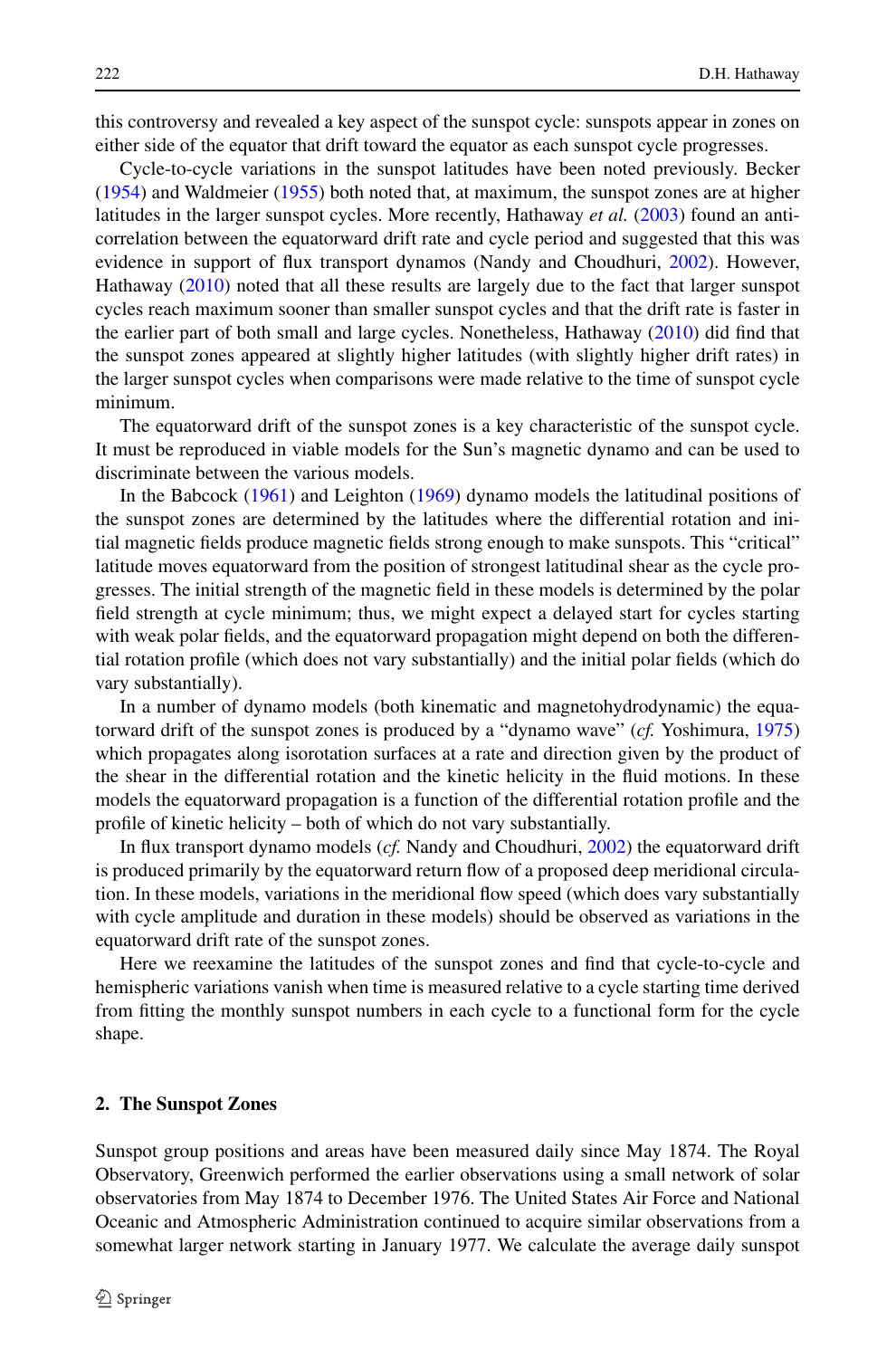this controversy and revealed a key aspect of the sunspot cycle: sunspots appear in zones on either side of the equator that drift toward the equator as each sunspot cycle progresses.

Cycle-to-cycle variations in the sunspot latitudes have been noted previously. Becker (1954) and Waldmeier (1955) both noted that, at maximum, the sunspot zones are at higher latitudes in the larger sunspot cycles. More recently, Hathaway *et al.* (2003) found an anti-correlation between the equatorward drift rate and cycle period and suggested that this was evidence in support of flux transport dynamos (Nandy and Choudhuri, 2002). However, Hathaway (2010) noted that all these results are largely due to the fact that larger sunspot cycles reach maximum sooner than smaller sunspot cycles and that the drift rate is faster in the earlier part of both small and large cycles. Nonetheless, Hathaway (2010) did find that the sunspot zones appeared at slightly higher latitudes (with slightly higher drift rates) in the larger sunspot cycles when comparisons were made relative to the time of sunspot cycle minimum.

The equatorward drift of the sunspot zones is a key characteristic of the sunspot cycle. It must be reproduced in viable models for the Sun's magnetic dynamo and can be used to discriminate between the various models.

In the Babcock (1961) and Leighton (1969) dynamo models the latitudinal positions of the sunspot zones are determined by the latitudes where the differential rotation and initial magnetic fields produce magnetic fields strong enough to make sunspots. This "critical" latitude moves equatorward from the position of strongest latitudinal shear as the cycle progresses. The initial strength of the magnetic field in these models is determined by the polar field strength at cycle minimum; thus, we might expect a delayed start for cycles starting with weak polar fields, and the equatorward propagation might depend on both the differential rotation profile (which does not vary substantially) and the initial polar fields (which do vary substantially).

In a number of dynamo models (both kinematic and magnetohydrodynamic) the equatorward drift of the sunspot zones is produced by a "dynamo wave" (*cf.* Yoshimura, 1975) which propagates along isorotation surfaces at a rate and direction given by the product of the shear in the differential rotation and the kinetic helicity in the fluid motions. In these models the equatorward propagation is a function of the differential rotation profile and the profile of kinetic helicity – both of which do not vary substantially.

In flux transport dynamo models (*cf.* Nandy and Choudhuri, 2002) the equatorward drift is produced primarily by the equatorward return flow of a proposed deep meridional circulation. In these models, variations in the meridional flow speed (which does vary substantially with cycle amplitude and duration in these models) should be observed as variations in the equatorward drift rate of the sunspot zones.

Here we reexamine the latitudes of the sunspot zones and find that cycle-to-cycle and hemispheric variations vanish when time is measured relative to a cycle starting time derived from fitting the monthly sunspot numbers in each cycle to a functional form for the cycle shape.

## 2. The Sunspot Zones

Sunspot group positions and areas have been measured daily since May 1874. The Royal Observatory, Greenwich performed the earlier observations using a small network of solar observatories from May 1874 to December 1976. The United States Air Force and National Oceanic and Atmospheric Administration continued to acquire similar observations from a somewhat larger network starting in January 1977. We calculate the average daily sunspot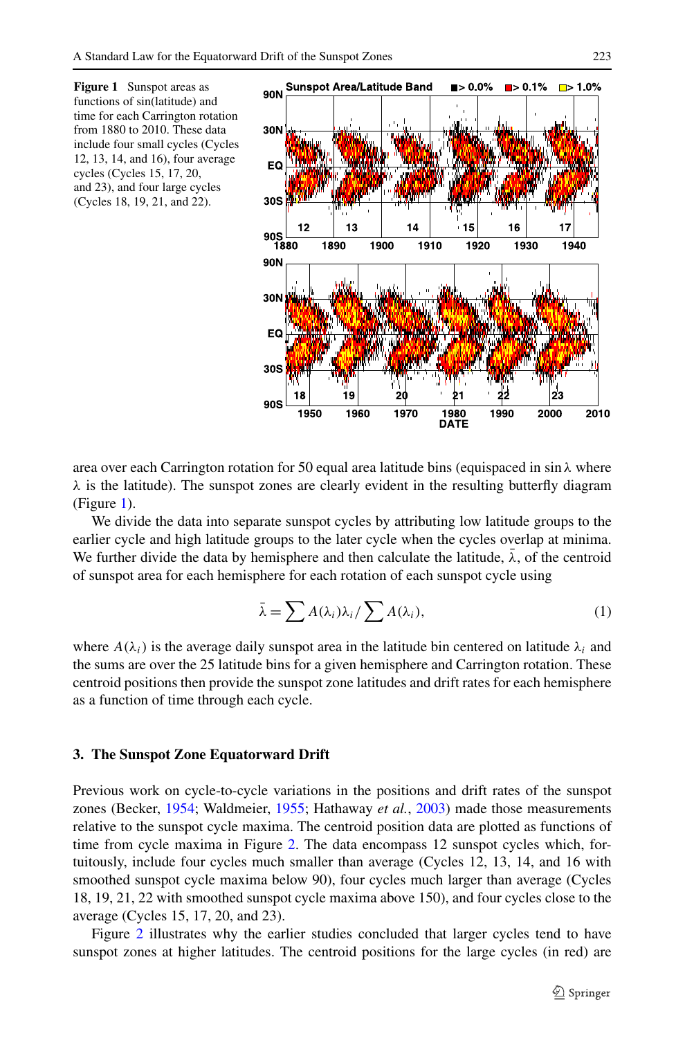**Figure 1** Sunspot areas as functions of sin(latitude) and time for each Carrington rotation from 1880 to 2010. These data include four small cycles (Cycles 12, 13, 14, and 16), four average cycles (Cycles 15, 17, 20, and 23), and four large cycles (Cycles 18, 19, 21, and 22).

area over each Carrington rotation for 50 equal area latitude bins (equispaced in $\sin\lambda$ where $\lambda$ is the latitude). The sunspot zones are clearly evident in the resulting butterfly diagram (Figure 1).

We divide the data into separate sunspot cycles by attributing low latitude groups to the earlier cycle and high latitude groups to the later cycle when the cycles overlap at minima. We further divide the data by hemisphere and then calculate the latitude, $\bar{\lambda}$, of the centroid of sunspot area for each hemisphere for each rotation of each sunspot cycle using

$$\bar{\lambda} = \sum A(\lambda_i)\lambda_i / \sum A(\lambda_i), \tag{1}$$

where $A(\lambda_i)$ is the average daily sunspot area in the latitude bin centered on latitude $\lambda_i$ and the sums are over the 25 latitude bins for a given hemisphere and Carrington rotation. These centroid positions then provide the sunspot zone latitudes and drift rates for each hemisphere as a function of time through each cycle.

## 3. The Sunspot Zone Equatorward Drift

Previous work on cycle-to-cycle variations in the positions and drift rates of the sunspot zones (Becker, 1954; Waldmeier, 1955; Hathaway *et al.*, 2003) made those measurements relative to the sunspot cycle maxima. The centroid position data are plotted as functions of time from cycle maxima in Figure 2. The data encompass 12 sunspot cycles which, fortuitously, include four cycles much smaller than average (Cycles 12, 13, 14, and 16 with smoothed sunspot cycle maxima below 90), four cycles much larger than average (Cycles 18, 19, 21, 22 with smoothed sunspot cycle maxima above 150), and four cycles close to the average (Cycles 15, 17, 20, and 23).

Figure 2 illustrates why the earlier studies concluded that larger cycles tend to have sunspot zones at higher latitudes. The centroid positions for the large cycles (in red) are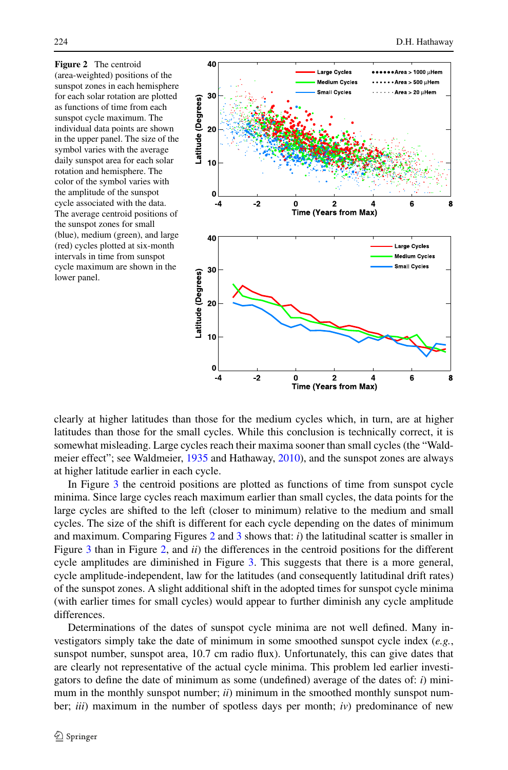**Figure 2** The centroid (area-weighted) positions of the sunspot zones in each hemisphere for each solar rotation are plotted as functions of time from each sunspot cycle maximum. The individual data points are shown in the upper panel. The size of the symbol varies with the average daily sunspot area for each solar rotation and hemisphere. The color of the symbol varies with the amplitude of the sunspot cycle associated with the data. The average centroid positions of the sunspot zones for small (blue), medium (green), and large (red) cycles plotted at six-month intervals in time from sunspot cycle maximum are shown in the lower panel.

clearly at higher latitudes than those for the medium cycles which, in turn, are at higher latitudes than those for the small cycles. While this conclusion is technically correct, it is somewhat misleading. Large cycles reach their maxima sooner than small cycles (the "Waldmeier effect"; see Waldmeier, 1935 and Hathaway, 2010), and the sunspot zones are always at higher latitude earlier in each cycle.

In Figure 3 the centroid positions are plotted as functions of time from sunspot cycle minima. Since large cycles reach maximum earlier than small cycles, the data points for the large cycles are shifted to the left (closer to minimum) relative to the medium and small cycles. The size of the shift is different for each cycle depending on the dates of minimum and maximum. Comparing Figures 2 and 3 shows that: *i*) the latitudinal scatter is smaller in Figure 3 than in Figure 2, and *ii*) the differences in the centroid positions for the different cycle amplitudes are diminished in Figure 3. This suggests that there is a more general, cycle amplitude-independent, law for the latitudes (and consequently latitudinal drift rates) of the sunspot zones. A slight additional shift in the adopted times for sunspot cycle minima (with earlier times for small cycles) would appear to further diminish any cycle amplitude differences.

Determinations of the dates of sunspot cycle minima are not well defined. Many investigators simply take the date of minimum in some smoothed sunspot cycle index (*e.g.*, sunspot number, sunspot area, 10.7 cm radio flux). Unfortunately, this can give dates that are clearly not representative of the actual cycle minima. This problem led earlier investigators to define the date of minimum as some (undefined) average of the dates of: *i*) minimum in the monthly sunspot number; *ii*) minimum in the smoothed monthly sunspot number; *iii*) maximum in the number of spotless days per month; *iv*) predominance of new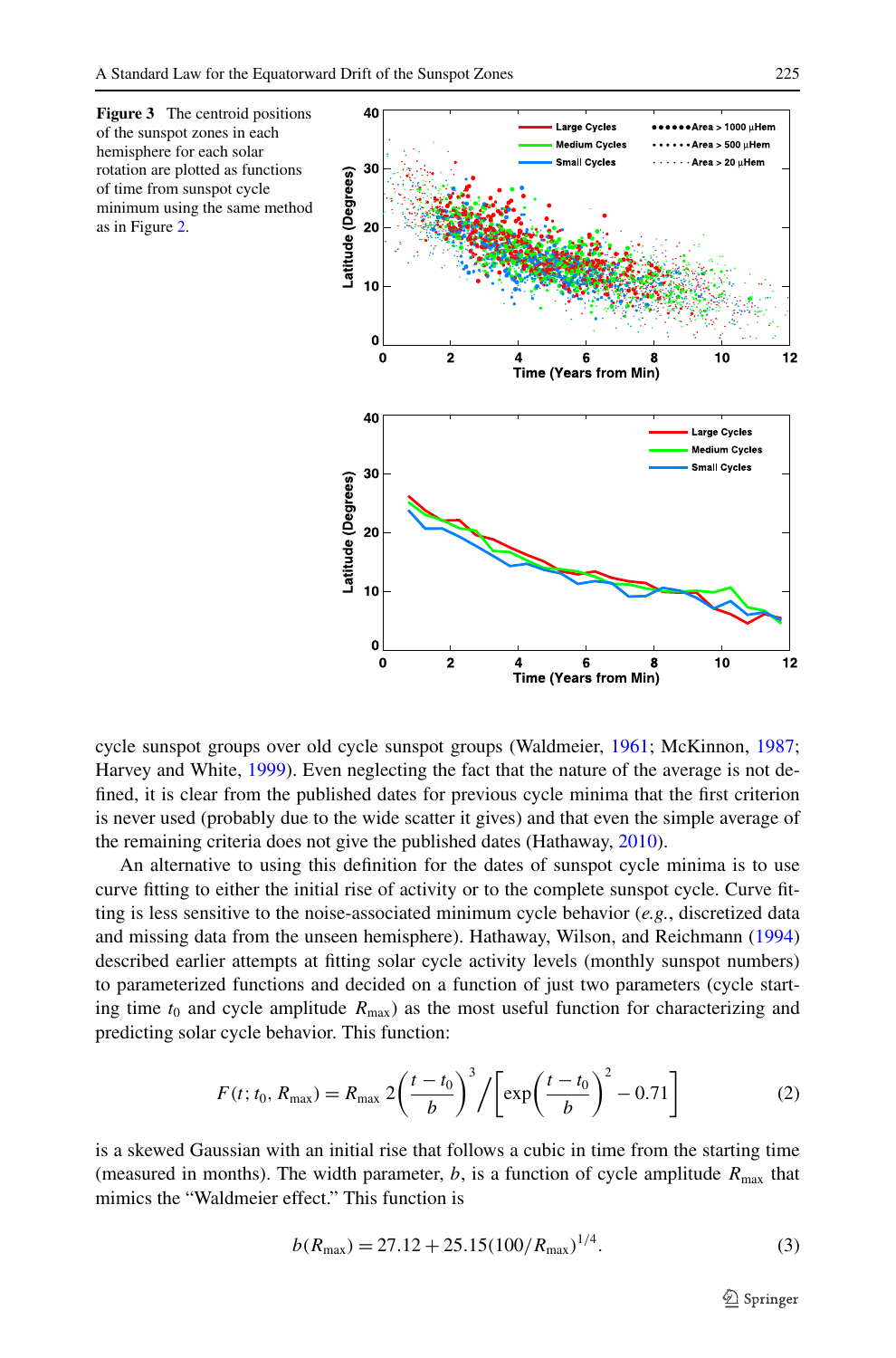**Figure 3** The centroid positions of the sunspot zones in each hemisphere for each solar rotation are plotted as functions of time from sunspot cycle minimum using the same method as in Figure 2.

cycle sunspot groups over old cycle sunspot groups (Waldmeier, 1961; McKinnon, 1987; Harvey and White, 1999). Even neglecting the fact that the nature of the average is not defined, it is clear from the published dates for previous cycle minima that the first criterion is never used (probably due to the wide scatter it gives) and that even the simple average of the remaining criteria does not give the published dates (Hathaway, 2010).

An alternative to using this definition for the dates of sunspot cycle minima is to use curve fitting to either the initial rise of activity or to the complete sunspot cycle. Curve fitting is less sensitive to the noise-associated minimum cycle behavior (*e.g.*, discretized data and missing data from the unseen hemisphere). Hathaway, Wilson, and Reichmann (1994) described earlier attempts at fitting solar cycle activity levels (monthly sunspot numbers) to parameterized functions and decided on a function of just two parameters (cycle starting time $t_0$ and cycle amplitude $R_{\max}$) as the most useful function for characterizing and predicting solar cycle behavior. This function:

$$F(t; t_0, R_{\max}) = R_{\max}\, 2\left(\frac{t-t_0}{b}\right)^3 \bigg/ \left[\exp\left(\frac{t-t_0}{b}\right)^2 - 0.71\right] \tag{2}$$

is a skewed Gaussian with an initial rise that follows a cubic in time from the starting time (measured in months). The width parameter, $b$, is a function of cycle amplitude $R_{\max}$ that mimics the "Waldmeier effect." This function is

$$b(R_{\max}) = 27.12 + 25.15(100/R_{\max})^{1/4}. \tag{3}$$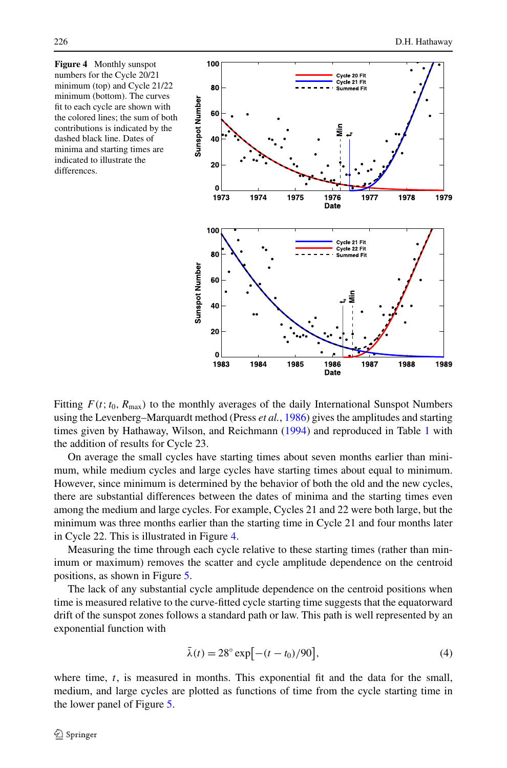**Figure 4** Monthly sunspot numbers for the Cycle 20/21 minimum (top) and Cycle 21/22 minimum (bottom). The curves fit to each cycle are shown with the colored lines; the sum of both contributions is indicated by the dashed black line. Dates of minima and starting times are indicated to illustrate the differences.

Fitting $F(t; t_0, R_{max})$ to the monthly averages of the daily International Sunspot Numbers using the Levenberg–Marquardt method (Press *et al.*, 1986) gives the amplitudes and starting times given by Hathaway, Wilson, and Reichmann (1994) and reproduced in Table 1 with the addition of results for Cycle 23.

On average the small cycles have starting times about seven months earlier than minimum, while medium cycles and large cycles have starting times about equal to minimum. However, since minimum is determined by the behavior of both the old and the new cycles, there are substantial differences between the dates of minima and the starting times even among the medium and large cycles. For example, Cycles 21 and 22 were both large, but the minimum was three months earlier than the starting time in Cycle 21 and four months later in Cycle 22. This is illustrated in Figure 4.

Measuring the time through each cycle relative to these starting times (rather than minimum or maximum) removes the scatter and cycle amplitude dependence on the centroid positions, as shown in Figure 5.

The lack of any substantial cycle amplitude dependence on the centroid positions when time is measured relative to the curve-fitted cycle starting time suggests that the equatorward drift of the sunspot zones follows a standard path or law. This path is well represented by an exponential function with

$$\bar{\lambda}(t) = 28^\circ \exp\left[-(t - t_0)/90\right], \tag{4}$$

where time, $t$, is measured in months. This exponential fit and the data for the small, medium, and large cycles are plotted as functions of time from the cycle starting time in the lower panel of Figure 5.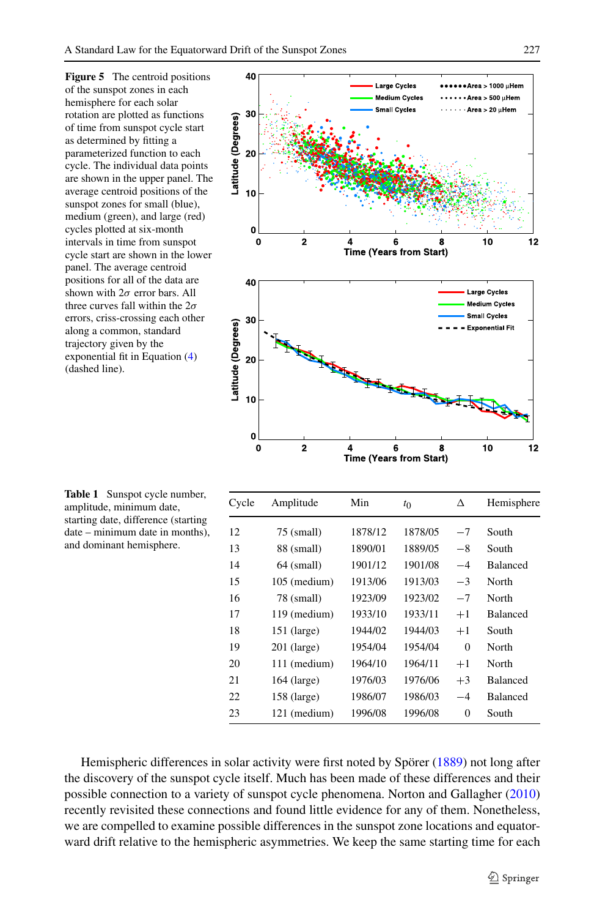**Figure 5** The centroid positions of the sunspot zones in each hemisphere for each solar rotation are plotted as functions of time from sunspot cycle start as determined by fitting a parameterized function to each cycle. The individual data points are shown in the upper panel. The average centroid positions of the sunspot zones for small (blue), medium (green), and large (red) cycles plotted at six-month intervals in time from sunspot cycle start are shown in the lower panel. The average centroid positions for all of the data are shown with $2\sigma$ error bars. All three curves fall within the $2\sigma$ errors, criss-crossing each other along a common, standard trajectory given by the exponential fit in Equation (4) (dashed line).

**Table 1** Sunspot cycle number, amplitude, minimum date, starting date, difference (starting date – minimum date in months), and dominant hemisphere.

| Cycle | Amplitude | Min | $t_0$ | $\Delta$ | Hemisphere |
|---|---|---|---|---|---|
| 12 | 75 (small) | 1878/12 | 1878/05 | −7 | South |
| 13 | 88 (small) | 1890/01 | 1889/05 | −8 | South |
| 14 | 64 (small) | 1901/12 | 1901/08 | −4 | Balanced |
| 15 | 105 (medium) | 1913/06 | 1913/03 | −3 | North |
| 16 | 78 (small) | 1923/09 | 1923/02 | −7 | North |
| 17 | 119 (medium) | 1933/10 | 1933/11 | +1 | Balanced |
| 18 | 151 (large) | 1944/02 | 1944/03 | +1 | South |
| 19 | 201 (large) | 1954/04 | 1954/04 | 0 | North |
| 20 | 111 (medium) | 1964/10 | 1964/11 | +1 | North |
| 21 | 164 (large) | 1976/03 | 1976/06 | +3 | Balanced |
| 22 | 158 (large) | 1986/07 | 1986/03 | −4 | Balanced |
| 23 | 121 (medium) | 1996/08 | 1996/08 | 0 | South |

Hemispheric differences in solar activity were first noted by Spörer (1889) not long after the discovery of the sunspot cycle itself. Much has been made of these differences and their possible connection to a variety of sunspot cycle phenomena. Norton and Gallagher (2010) recently revisited these connections and found little evidence for any of them. Nonetheless, we are compelled to examine possible differences in the sunspot zone locations and equatorward drift relative to the hemispheric asymmetries. We keep the same starting time for each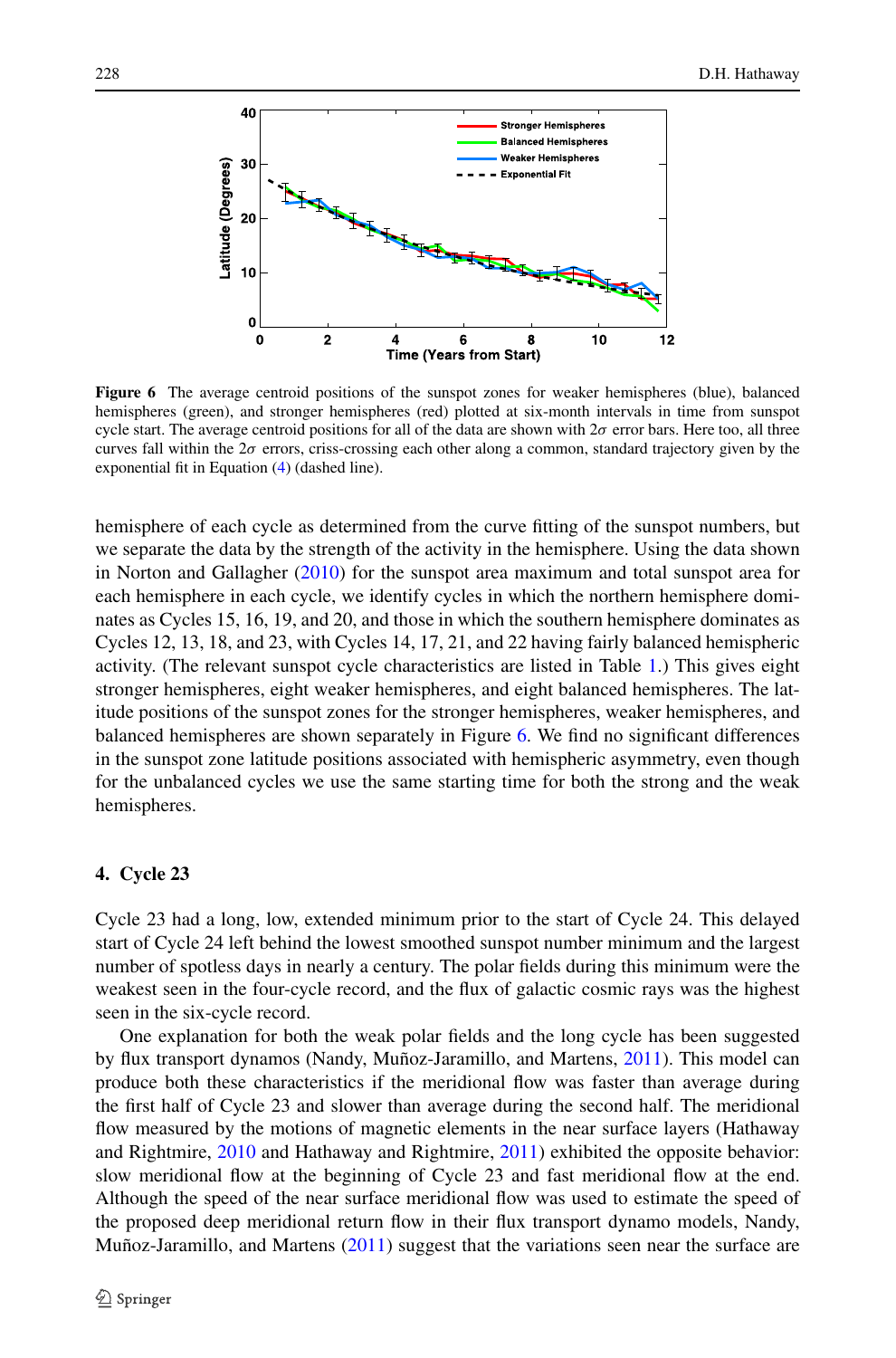Figure 6 The average centroid positions of the sunspot zones for weaker hemispheres (blue), balanced hemispheres (green), and stronger hemispheres (red) plotted at six-month intervals in time from sunspot cycle start. The average centroid positions for all of the data are shown with $2\sigma$ error bars. Here too, all three curves fall within the $2\sigma$ errors, criss-crossing each other along a common, standard trajectory given by the exponential fit in Equation (4) (dashed line).

hemisphere of each cycle as determined from the curve fitting of the sunspot numbers, but we separate the data by the strength of the activity in the hemisphere. Using the data shown in Norton and Gallagher (2010) for the sunspot area maximum and total sunspot area for each hemisphere in each cycle, we identify cycles in which the northern hemisphere dominates as Cycles 15, 16, 19, and 20, and those in which the southern hemisphere dominates as Cycles 12, 13, 18, and 23, with Cycles 14, 17, 21, and 22 having fairly balanced hemispheric activity. (The relevant sunspot cycle characteristics are listed in Table 1.) This gives eight stronger hemispheres, eight weaker hemispheres, and eight balanced hemispheres. The latitude positions of the sunspot zones for the stronger hemispheres, weaker hemispheres, and balanced hemispheres are shown separately in Figure 6. We find no significant differences in the sunspot zone latitude positions associated with hemispheric asymmetry, even though for the unbalanced cycles we use the same starting time for both the strong and the weak hemispheres.

## 4. Cycle 23

Cycle 23 had a long, low, extended minimum prior to the start of Cycle 24. This delayed start of Cycle 24 left behind the lowest smoothed sunspot number minimum and the largest number of spotless days in nearly a century. The polar fields during this minimum were the weakest seen in the four-cycle record, and the flux of galactic cosmic rays was the highest seen in the six-cycle record.

One explanation for both the weak polar fields and the long cycle has been suggested by flux transport dynamos (Nandy, Muñoz-Jaramillo, and Martens, 2011). This model can produce both these characteristics if the meridional flow was faster than average during the first half of Cycle 23 and slower than average during the second half. The meridional flow measured by the motions of magnetic elements in the near surface layers (Hathaway and Rightmire, 2010 and Hathaway and Rightmire, 2011) exhibited the opposite behavior: slow meridional flow at the beginning of Cycle 23 and fast meridional flow at the end. Although the speed of the near surface meridional flow was used to estimate the speed of the proposed deep meridional return flow in their flux transport dynamo models, Nandy, Muñoz-Jaramillo, and Martens (2011) suggest that the variations seen near the surface are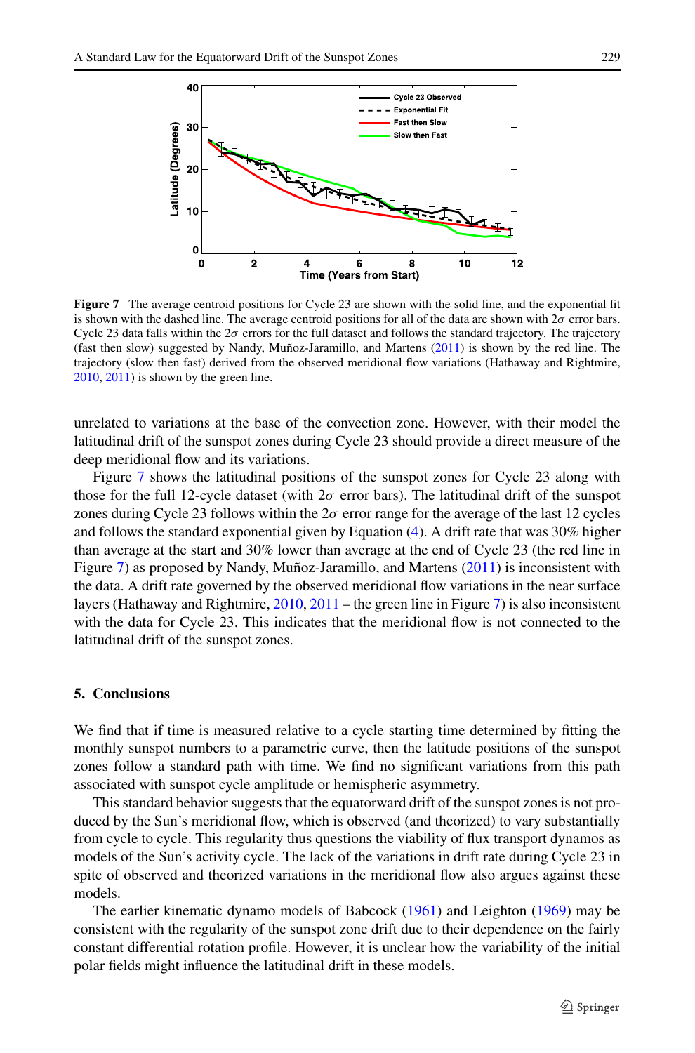Figure 7 The average centroid positions for Cycle 23 are shown with the solid line, and the exponential fit is shown with the dashed line. The average centroid positions for all of the data are shown with $2\sigma$ error bars. Cycle 23 data falls within the $2\sigma$ errors for the full dataset and follows the standard trajectory. The trajectory (fast then slow) suggested by Nandy, Muñoz-Jaramillo, and Martens (2011) is shown by the red line. The trajectory (slow then fast) derived from the observed meridional flow variations (Hathaway and Rightmire, 2010, 2011) is shown by the green line.

unrelated to variations at the base of the convection zone. However, with their model the latitudinal drift of the sunspot zones during Cycle 23 should provide a direct measure of the deep meridional flow and its variations.

Figure 7 shows the latitudinal positions of the sunspot zones for Cycle 23 along with those for the full 12-cycle dataset (with $2\sigma$ error bars). The latitudinal drift of the sunspot zones during Cycle 23 follows within the $2\sigma$ error range for the average of the last 12 cycles and follows the standard exponential given by Equation (4). A drift rate that was 30% higher than average at the start and 30% lower than average at the end of Cycle 23 (the red line in Figure 7) as proposed by Nandy, Muñoz-Jaramillo, and Martens (2011) is inconsistent with the data. A drift rate governed by the observed meridional flow variations in the near surface layers (Hathaway and Rightmire, 2010, 2011 – the green line in Figure 7) is also inconsistent with the data for Cycle 23. This indicates that the meridional flow is not connected to the latitudinal drift of the sunspot zones.

## 5. Conclusions

We find that if time is measured relative to a cycle starting time determined by fitting the monthly sunspot numbers to a parametric curve, then the latitude positions of the sunspot zones follow a standard path with time. We find no significant variations from this path associated with sunspot cycle amplitude or hemispheric asymmetry.

This standard behavior suggests that the equatorward drift of the sunspot zones is not produced by the Sun's meridional flow, which is observed (and theorized) to vary substantially from cycle to cycle. This regularity thus questions the viability of flux transport dynamos as models of the Sun's activity cycle. The lack of the variations in drift rate during Cycle 23 in spite of observed and theorized variations in the meridional flow also argues against these models.

The earlier kinematic dynamo models of Babcock (1961) and Leighton (1969) may be consistent with the regularity of the sunspot zone drift due to their dependence on the fairly constant differential rotation profile. However, it is unclear how the variability of the initial polar fields might influence the latitudinal drift in these models.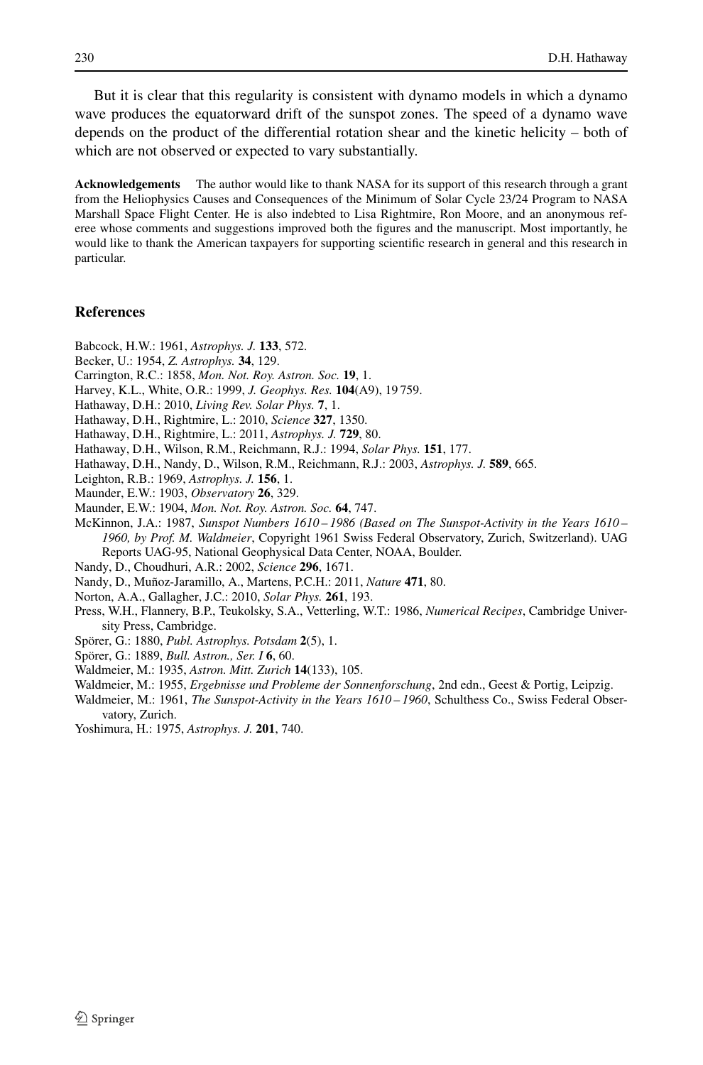But it is clear that this regularity is consistent with dynamo models in which a dynamo wave produces the equatorward drift of the sunspot zones. The speed of a dynamo wave depends on the product of the differential rotation shear and the kinetic helicity – both of which are not observed or expected to vary substantially.

**Acknowledgements** The author would like to thank NASA for its support of this research through a grant from the Heliophysics Causes and Consequences of the Minimum of Solar Cycle 23/24 Program to NASA Marshall Space Flight Center. He is also indebted to Lisa Rightmire, Ron Moore, and an anonymous referee whose comments and suggestions improved both the figures and the manuscript. Most importantly, he would like to thank the American taxpayers for supporting scientific research in general and this research in particular.

## References

Babcock, H.W.: 1961, *Astrophys. J.* **133**, 572.

Becker, U.: 1954, *Z. Astrophys.* **34**, 129.

Carrington, R.C.: 1858, *Mon. Not. Roy. Astron. Soc.* **19**, 1.

Harvey, K.L., White, O.R.: 1999, *J. Geophys. Res.* **104**(A9), 19 759.

Hathaway, D.H.: 2010, *Living Rev. Solar Phys.* **7**, 1.

Hathaway, D.H., Rightmire, L.: 2010, *Science* **327**, 1350.

Hathaway, D.H., Rightmire, L.: 2011, *Astrophys. J.* **729**, 80.

Hathaway, D.H., Wilson, R.M., Reichmann, R.J.: 1994, *Solar Phys.* **151**, 177.

Hathaway, D.H., Nandy, D., Wilson, R.M., Reichmann, R.J.: 2003, *Astrophys. J.* **589**, 665.

Leighton, R.B.: 1969, *Astrophys. J.* **156**, 1.

Maunder, E.W.: 1903, *Observatory* **26**, 329.

Maunder, E.W.: 1904, *Mon. Not. Roy. Astron. Soc.* **64**, 747.

McKinnon, J.A.: 1987, *Sunspot Numbers 1610 – 1986 (Based on The Sunspot-Activity in the Years 1610 – 1960, by Prof. M. Waldmeier*, Copyright 1961 Swiss Federal Observatory, Zurich, Switzerland). UAG Reports UAG-95, National Geophysical Data Center, NOAA, Boulder.

Nandy, D., Choudhuri, A.R.: 2002, *Science* **296**, 1671.

Nandy, D., Muñoz-Jaramillo, A., Martens, P.C.H.: 2011, *Nature* **471**, 80.

Norton, A.A., Gallagher, J.C.: 2010, *Solar Phys.* **261**, 193.

Press, W.H., Flannery, B.P., Teukolsky, S.A., Vetterling, W.T.: 1986, *Numerical Recipes*, Cambridge University Press, Cambridge.

Spörer, G.: 1880, *Publ. Astrophys. Potsdam* **2**(5), 1.

Spörer, G.: 1889, *Bull. Astron., Ser. I* **6**, 60.

Waldmeier, M.: 1935, *Astron. Mitt. Zurich* **14**(133), 105.

Waldmeier, M.: 1955, *Ergebnisse und Probleme der Sonnenforschung*, 2nd edn., Geest & Portig, Leipzig.

Waldmeier, M.: 1961, *The Sunspot-Activity in the Years 1610 – 1960*, Schulthess Co., Swiss Federal Observatory, Zurich.

Yoshimura, H.: 1975, *Astrophys. J.* **201**, 740.